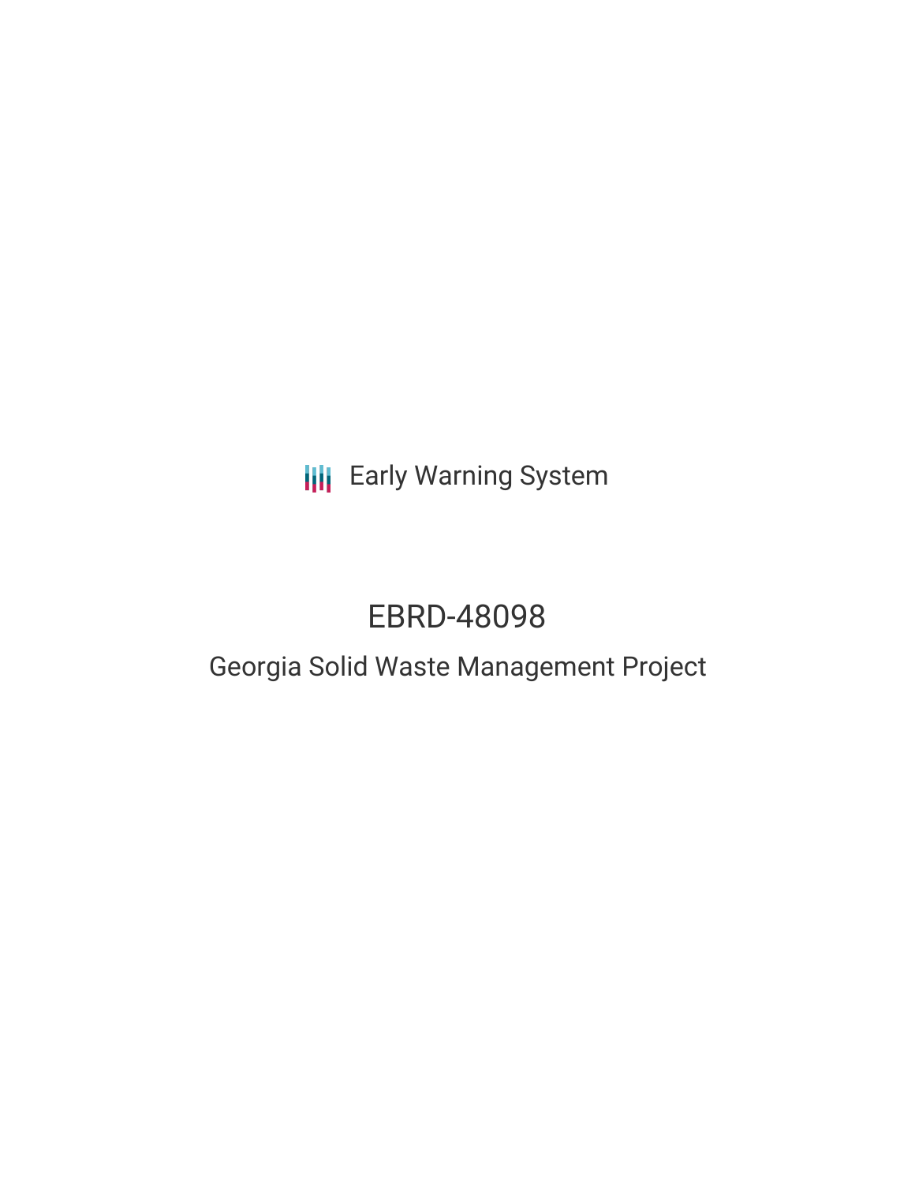Early Warning System

# EBRD-48098

## Georgia Solid Waste Management Project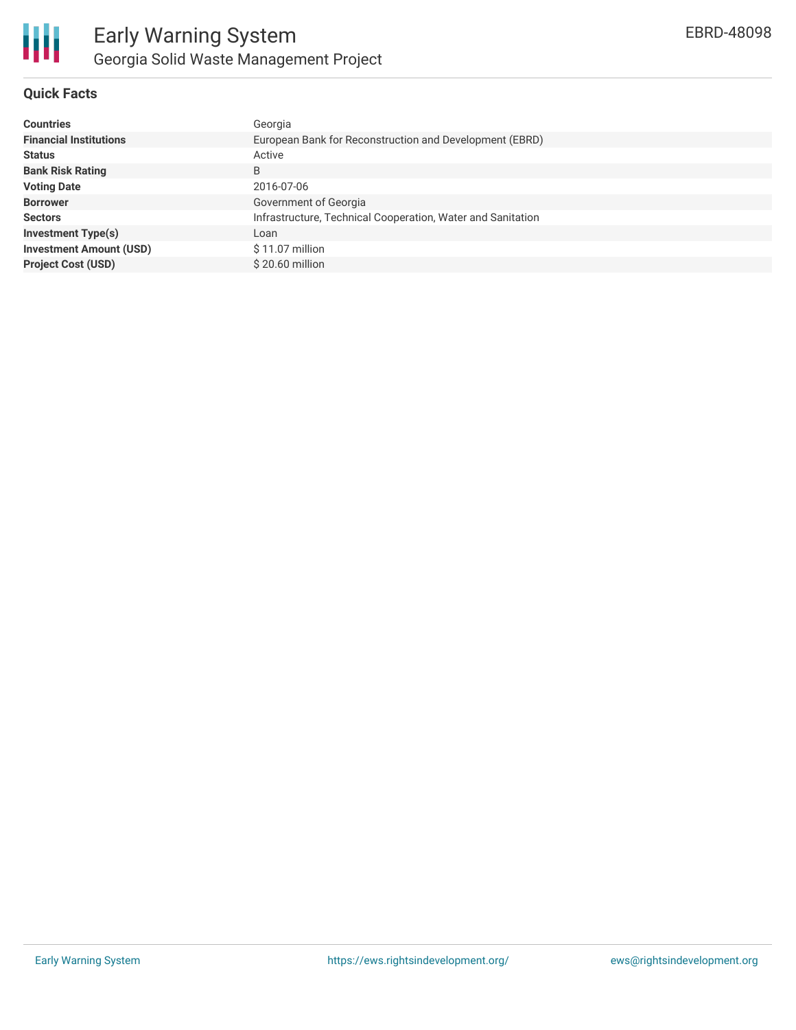# Early Warning System

## Georgia Solid Waste Management Project

EBRD-48098

### Quick Facts

| | |
|---|---|
| **Countries** | Georgia |
| **Financial Institutions** | European Bank for Reconstruction and Development (EBRD) |
| **Status** | Active |
| **Bank Risk Rating** | B |
| **Voting Date** | 2016-07-06 |
| **Borrower** | Government of Georgia |
| **Sectors** | Infrastructure, Technical Cooperation, Water and Sanitation |
| **Investment Type(s)** | Loan |
| **Investment Amount (USD)** | $ 11.07 million |
| **Project Cost (USD)** | $ 20.60 million |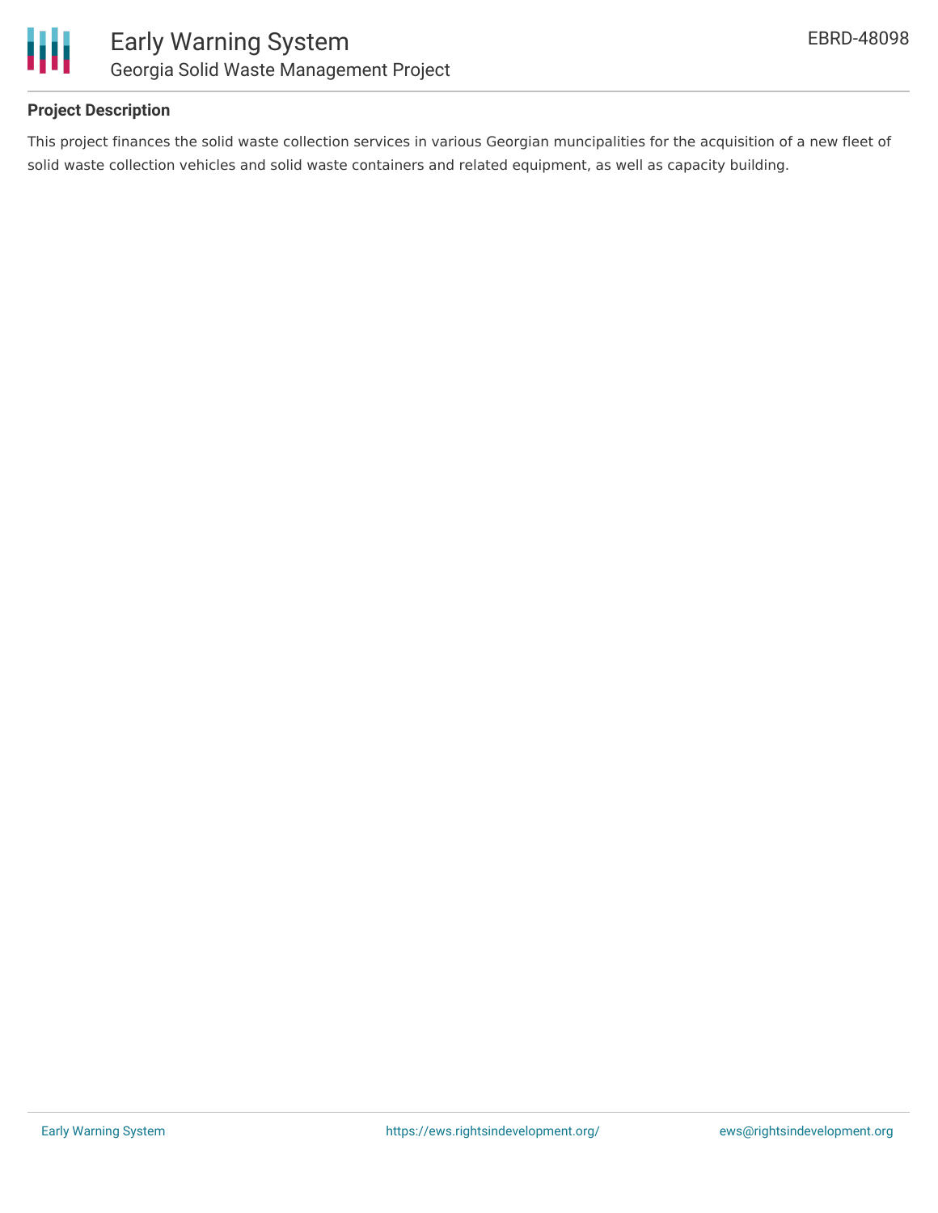## Project Description

This project finances the solid waste collection services in various Georgian muncipalities for the acquisition of a new fleet of solid waste collection vehicles and solid waste containers and related equipment, as well as capacity building.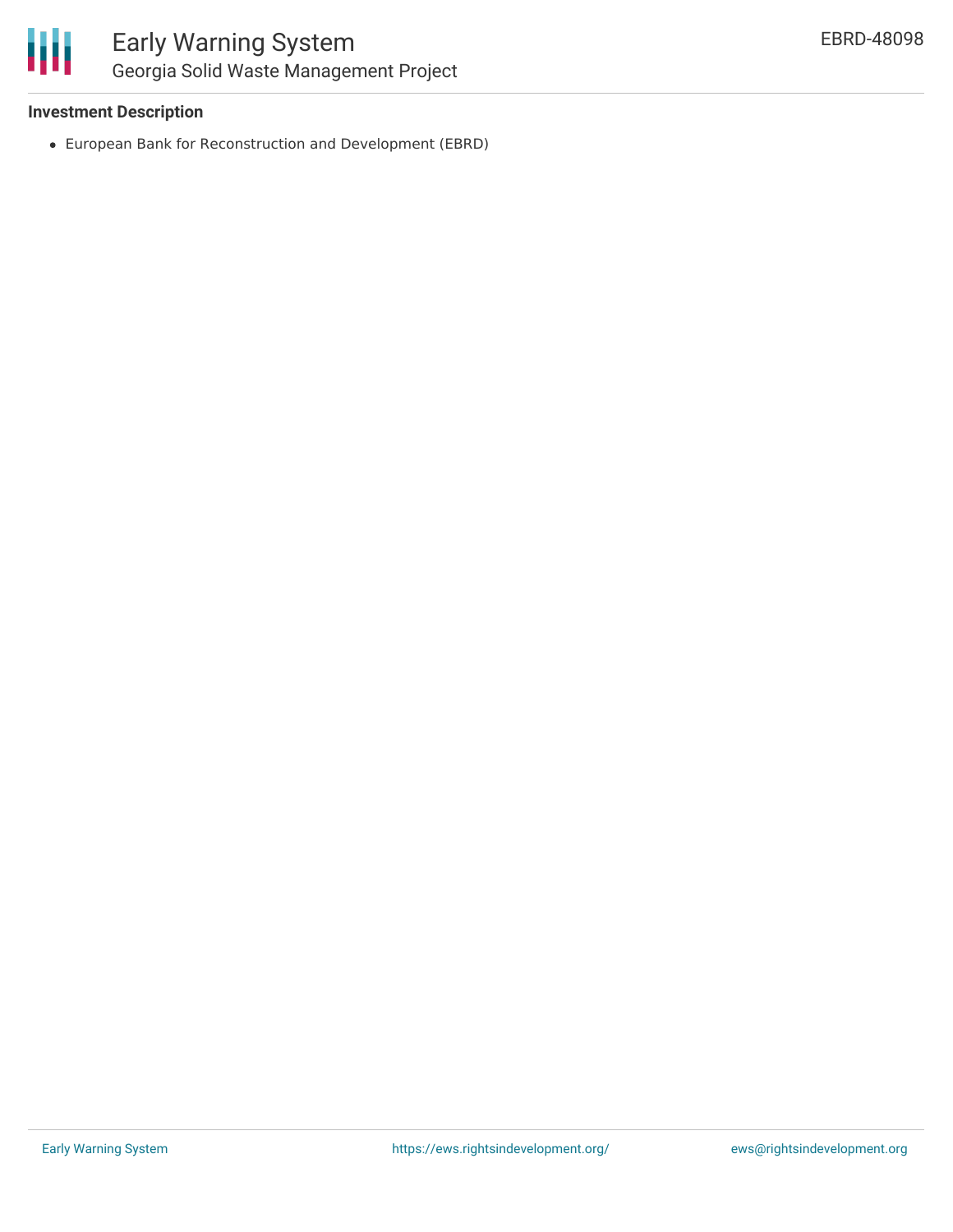**Investment Description**

- European Bank for Reconstruction and Development (EBRD)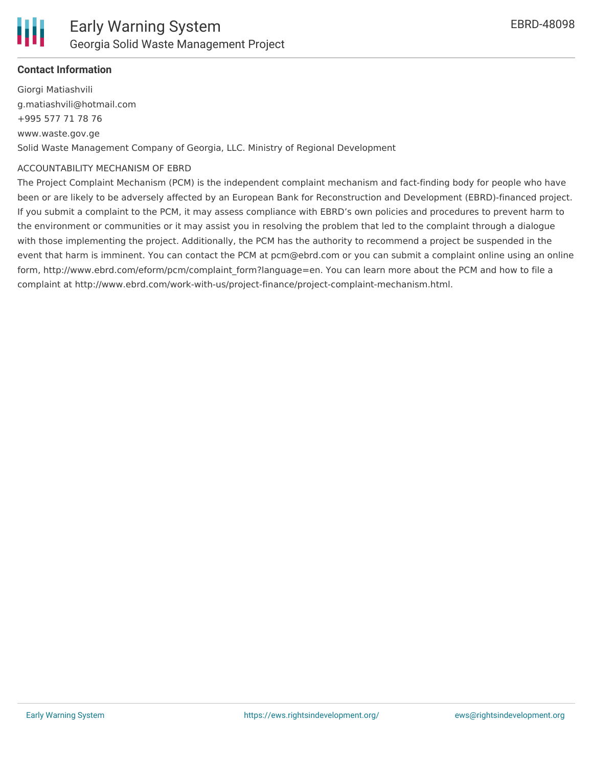**Contact Information**

Giorgi Matiashvili
g.matiashvili@hotmail.com
+995 577 71 78 76
www.waste.gov.ge
Solid Waste Management Company of Georgia, LLC. Ministry of Regional Development

ACCOUNTABILITY MECHANISM OF EBRD

The Project Complaint Mechanism (PCM) is the independent complaint mechanism and fact-finding body for people who have been or are likely to be adversely affected by an European Bank for Reconstruction and Development (EBRD)-financed project. If you submit a complaint to the PCM, it may assess compliance with EBRD's own policies and procedures to prevent harm to the environment or communities or it may assist you in resolving the problem that led to the complaint through a dialogue with those implementing the project. Additionally, the PCM has the authority to recommend a project be suspended in the event that harm is imminent. You can contact the PCM at pcm@ebrd.com or you can submit a complaint online using an online form, http://www.ebrd.com/eform/pcm/complaint_form?language=en. You can learn more about the PCM and how to file a complaint at http://www.ebrd.com/work-with-us/project-finance/project-complaint-mechanism.html.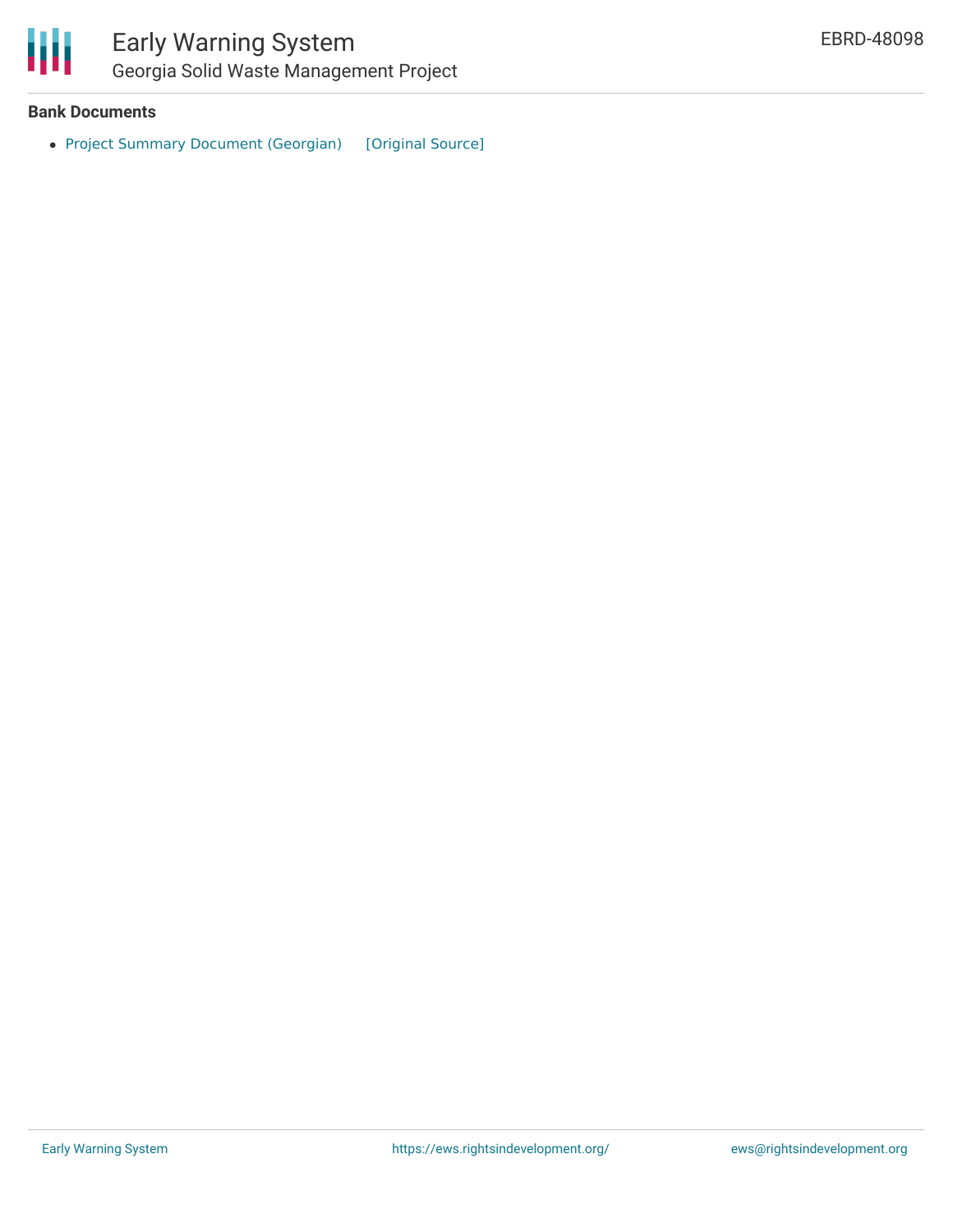**Bank Documents**

- Project Summary Document (Georgian) [Original Source]